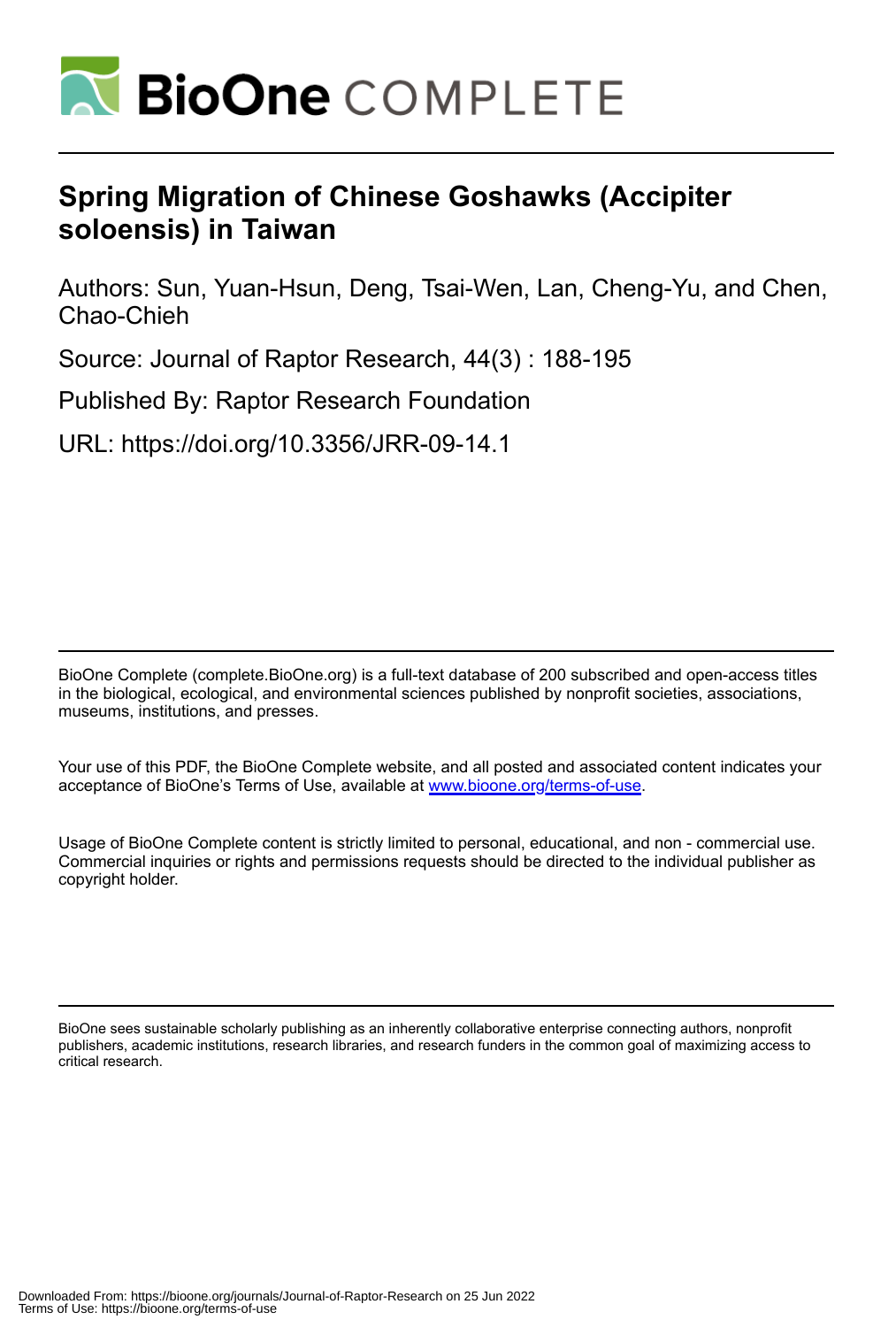# Spring Migration of Chinese Goshawks (Accipiter soloensis) in Taiwan

Authors: Sun, Yuan-Hsun, Deng, Tsai-Wen, Lan, Cheng-Yu, and Chen, Chao-Chieh

Source: Journal of Raptor Research, 44(3) : 188-195

Published By: Raptor Research Foundation

URL: https://doi.org/10.3356/JRR-09-14.1

BioOne Complete (complete.BioOne.org) is a full-text database of 200 subscribed and open-access titles in the biological, ecological, and environmental sciences published by nonprofit societies, associations, museums, institutions, and presses.

Your use of this PDF, the BioOne Complete website, and all posted and associated content indicates your acceptance of BioOne's Terms of Use, available at www.bioone.org/terms-of-use.

Usage of BioOne Complete content is strictly limited to personal, educational, and non - commercial use. Commercial inquiries or rights and permissions requests should be directed to the individual publisher as copyright holder.

BioOne sees sustainable scholarly publishing as an inherently collaborative enterprise connecting authors, nonprofit publishers, academic institutions, research libraries, and research funders in the common goal of maximizing access to critical research.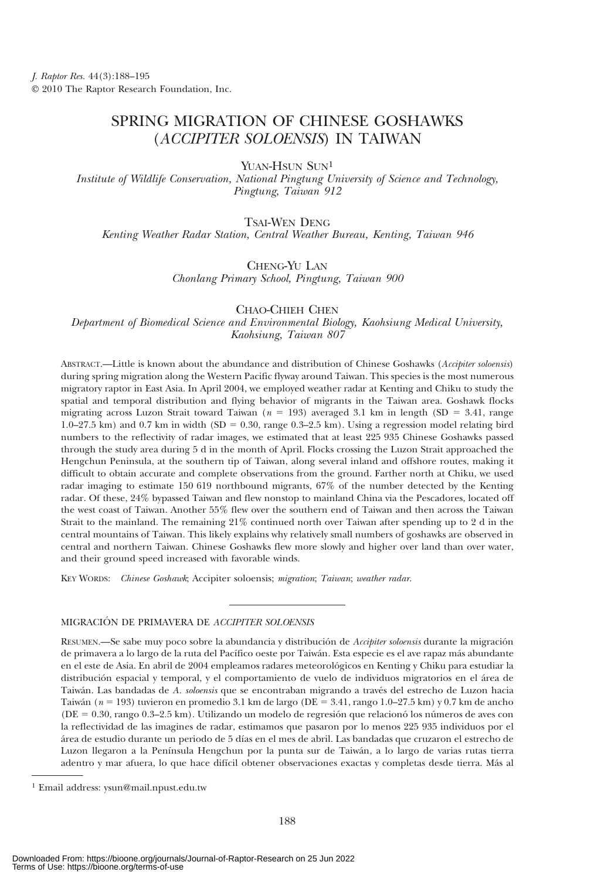*J. Raptor Res.* 44(3):188–195
© 2010 The Raptor Research Foundation, Inc.

# SPRING MIGRATION OF CHINESE GOSHAWKS (*ACCIPITER SOLOENSIS*) IN TAIWAN

Yuan-Hsun Sun[1]
*Institute of Wildlife Conservation, National Pingtung University of Science and Technology, Pingtung, Taiwan 912*

Tsai-Wen Deng
*Kenting Weather Radar Station, Central Weather Bureau, Kenting, Taiwan 946*

Cheng-Yu Lan
*Chonlang Primary School, Pingtung, Taiwan 900*

Chao-Chieh Chen
*Department of Biomedical Science and Environmental Biology, Kaohsiung Medical University, Kaohsiung, Taiwan 807*

Abstract.—Little is known about the abundance and distribution of Chinese Goshawks (*Accipiter soloensis*) during spring migration along the Western Pacific flyway around Taiwan. This species is the most numerous migratory raptor in East Asia. In April 2004, we employed weather radar at Kenting and Chiku to study the spatial and temporal distribution and flying behavior of migrants in the Taiwan area. Goshawk flocks migrating across Luzon Strait toward Taiwan ($n$ = 193) averaged 3.1 km in length (SD = 3.41, range 1.0–27.5 km) and 0.7 km in width (SD = 0.30, range 0.3–2.5 km). Using a regression model relating bird numbers to the reflectivity of radar images, we estimated that at least 225 935 Chinese Goshawks passed through the study area during 5 d in the month of April. Flocks crossing the Luzon Strait approached the Hengchun Peninsula, at the southern tip of Taiwan, along several inland and offshore routes, making it difficult to obtain accurate and complete observations from the ground. Farther north at Chiku, we used radar imaging to estimate 150 619 northbound migrants, 67% of the number detected by the Kenting radar. Of these, 24% bypassed Taiwan and flew nonstop to mainland China via the Pescadores, located off the west coast of Taiwan. Another 55% flew over the southern end of Taiwan and then across the Taiwan Strait to the mainland. The remaining 21% continued north over Taiwan after spending up to 2 d in the central mountains of Taiwan. This likely explains why relatively small numbers of goshawks are observed in central and northern Taiwan. Chinese Goshawks flew more slowly and higher over land than over water, and their ground speed increased with favorable winds.

Key Words: *Chinese Goshawk*; Accipiter soloensis; *migration*; *Taiwan*; *weather radar*.

---

MIGRACIÓN DE PRIMAVERA DE *ACCIPITER SOLOENSIS*

Resumen.—Se sabe muy poco sobre la abundancia y distribución de *Accipiter soloensis* durante la migración de primavera a lo largo de la ruta del Pacífico oeste por Taiwán. Esta especie es el ave rapaz más abundante en el este de Asia. En abril de 2004 empleamos radares meteorológicos en Kenting y Chiku para estudiar la distribución espacial y temporal, y el comportamiento de vuelo de individuos migratorios en el área de Taiwán. Las bandadas de *A. soloensis* que se encontraban migrando a través del estrecho de Luzon hacia Taiwán ($n$ = 193) tuvieron en promedio 3.1 km de largo (DE = 3.41, rango 1.0–27.5 km) y 0.7 km de ancho (DE = 0.30, rango 0.3–2.5 km). Utilizando un modelo de regresión que relacionó los números de aves con la reflectividad de las imagines de radar, estimamos que pasaron por lo menos 225 935 individuos por el área de estudio durante un periodo de 5 días en el mes de abril. Las bandadas que cruzaron el estrecho de Luzon llegaron a la Península Hengchun por la punta sur de Taiwán, a lo largo de varias rutas tierra adentro y mar afuera, lo que hace difícil obtener observaciones exactas y completas desde tierra. Más al

[1] Email address: ysun@mail.npust.edu.tw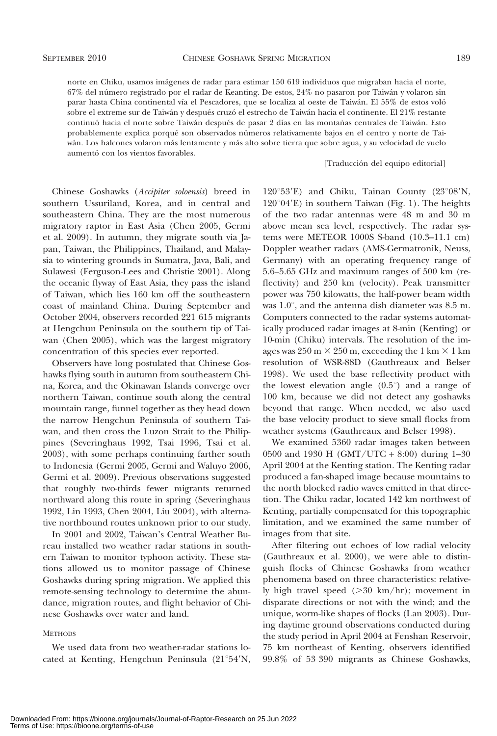norte en Chiku, usamos imágenes de radar para estimar 150 619 individuos que migraban hacia el norte, 67% del número registrado por el radar de Keanting. De estos, 24% no pasaron por Taiwán y volaron sin parar hasta China continental vía el Pescadores, que se localiza al oeste de Taiwán. El 55% de estos voló sobre el extreme sur de Taiwán y después cruzó el estrecho de Taiwán hacia el continente. El 21% restante continuó hacia el norte sobre Taiwán después de pasar 2 días en las montañas centrales de Taiwán. Esto probablemente explica porqué son observados números relativamente bajos en el centro y norte de Taiwán. Los halcones volaron más lentamente y más alto sobre tierra que sobre agua, y su velocidad de vuelo aumentó con los vientos favorables.

[Traducción del equipo editorial]

Chinese Goshawks (*Accipiter soloensis*) breed in southern Ussuriland, Korea, and in central and southeastern China. They are the most numerous migratory raptor in East Asia (Chen 2005, Germi et al. 2009). In autumn, they migrate south via Japan, Taiwan, the Philippines, Thailand, and Malaysia to wintering grounds in Sumatra, Java, Bali, and Sulawesi (Ferguson-Lees and Christie 2001). Along the oceanic flyway of East Asia, they pass the island of Taiwan, which lies 160 km off the southeastern coast of mainland China. During September and October 2004, observers recorded 221 615 migrants at Hengchun Peninsula on the southern tip of Taiwan (Chen 2005), which was the largest migratory concentration of this species ever reported.

Observers have long postulated that Chinese Goshawks flying south in autumn from southeastern China, Korea, and the Okinawan Islands converge over northern Taiwan, continue south along the central mountain range, funnel together as they head down the narrow Hengchun Peninsula of southern Taiwan, and then cross the Luzon Strait to the Philippines (Severinghaus 1992, Tsai 1996, Tsai et al. 2003), with some perhaps continuing farther south to Indonesia (Germi 2005, Germi and Waluyo 2006, Germi et al. 2009). Previous observations suggested that roughly two-thirds fewer migrants returned northward along this route in spring (Severinghaus 1992, Lin 1993, Chen 2004, Liu 2004), with alternative northbound routes unknown prior to our study.

In 2001 and 2002, Taiwan's Central Weather Bureau installed two weather radar stations in southern Taiwan to monitor typhoon activity. These stations allowed us to monitor passage of Chinese Goshawks during spring migration. We applied this remote-sensing technology to determine the abundance, migration routes, and flight behavior of Chinese Goshawks over water and land.

## METHODS

We used data from two weather-radar stations located at Kenting, Hengchun Peninsula (21°54′N, 120°53′E) and Chiku, Tainan County (23°08′N, 120°04′E) in southern Taiwan (Fig. 1). The heights of the two radar antennas were 48 m and 30 m above mean sea level, respectively. The radar systems were METEOR 1000S S-band (10.3–11.1 cm) Doppler weather radars (AMS-Germatronik, Neuss, Germany) with an operating frequency range of 5.6–5.65 GHz and maximum ranges of 500 km (reflectivity) and 250 km (velocity). Peak transmitter power was 750 kilowatts, the half-power beam width was 1.0°, and the antenna dish diameter was 8.5 m. Computers connected to the radar systems automatically produced radar images at 8-min (Kenting) or 10-min (Chiku) intervals. The resolution of the images was 250 m × 250 m, exceeding the 1 km × 1 km resolution of WSR-88D (Gauthreaux and Belser 1998). We used the base reflectivity product with the lowest elevation angle (0.5°) and a range of 100 km, because we did not detect any goshawks beyond that range. When needed, we also used the base velocity product to sieve small flocks from weather systems (Gauthreaux and Belser 1998).

We examined 5360 radar images taken between 0500 and 1930 H (GMT/UTC + 8:00) during 1–30 April 2004 at the Kenting station. The Kenting radar produced a fan-shaped image because mountains to the north blocked radio waves emitted in that direction. The Chiku radar, located 142 km northwest of Kenting, partially compensated for this topographic limitation, and we examined the same number of images from that site.

After filtering out echoes of low radial velocity (Gauthreaux et al. 2000), we were able to distinguish flocks of Chinese Goshawks from weather phenomena based on three characteristics: relatively high travel speed (>30 km/hr); movement in disparate directions or not with the wind; and the unique, worm-like shapes of flocks (Lan 2003). During daytime ground observations conducted during the study period in April 2004 at Fenshan Reservoir, 75 km northeast of Kenting, observers identified 99.8% of 53 390 migrants as Chinese Goshawks,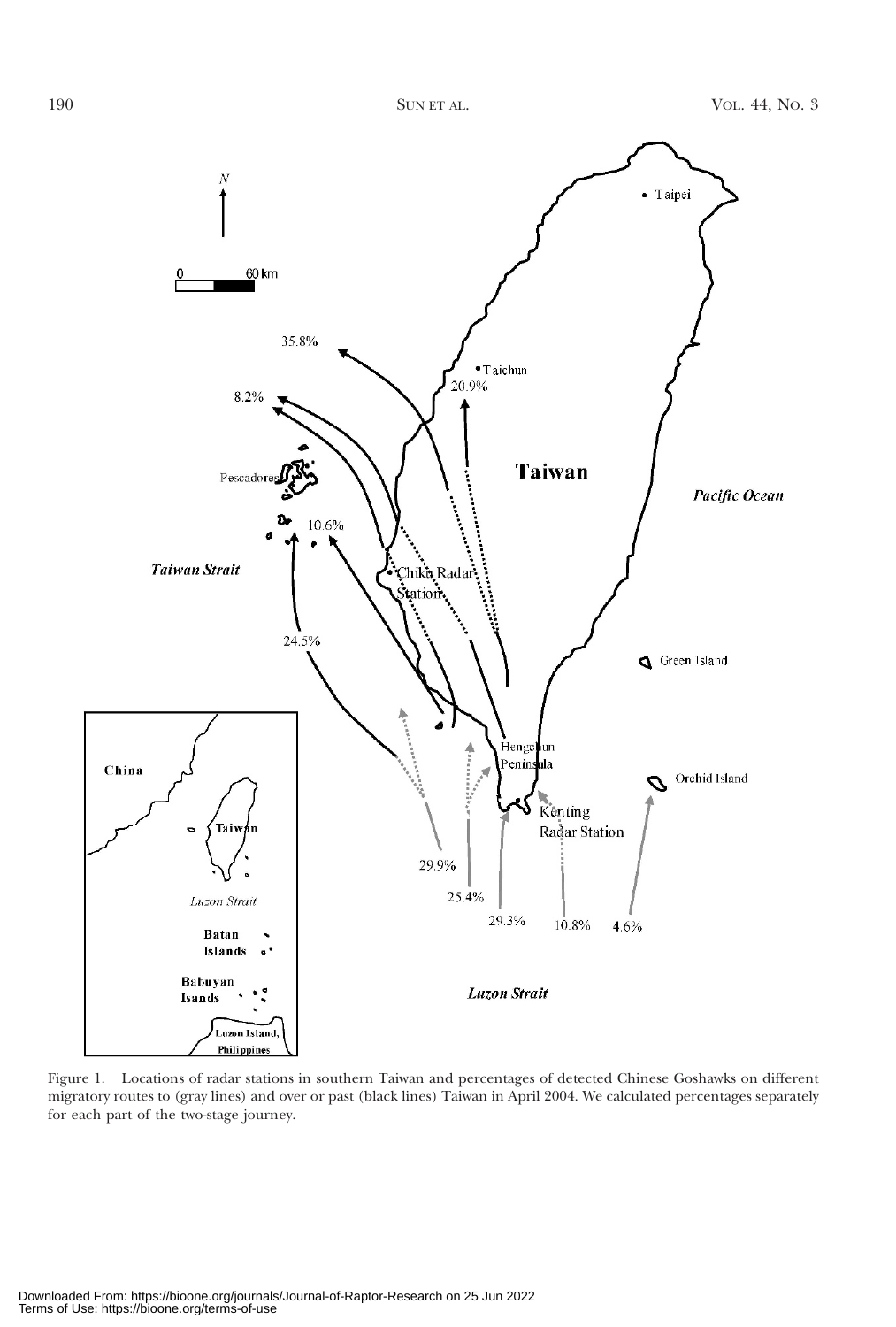Figure 1. Locations of radar stations in southern Taiwan and percentages of detected Chinese Goshawks on different migratory routes to (gray lines) and over or past (black lines) Taiwan in April 2004. We calculated percentages separately for each part of the two-stage journey.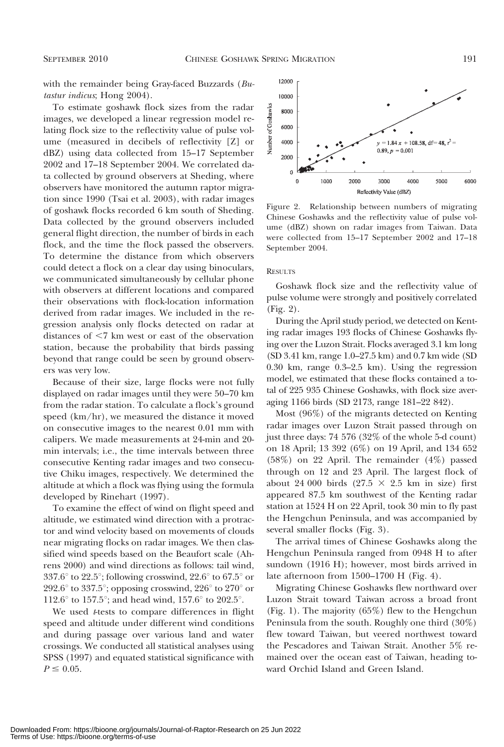with the remainder being Gray-faced Buzzards (*Butastur indicus*; Hong 2004).

To estimate goshawk flock sizes from the radar images, we developed a linear regression model relating flock size to the reflectivity value of pulse volume (measured in decibels of reflectivity [Z] or dBZ) using data collected from 15–17 September 2002 and 17–18 September 2004. We correlated data collected by ground observers at Sheding, where observers have monitored the autumn raptor migration since 1990 (Tsai et al. 2003), with radar images of goshawk flocks recorded 6 km south of Sheding. Data collected by the ground observers included general flight direction, the number of birds in each flock, and the time the flock passed the observers. To determine the distance from which observers could detect a flock on a clear day using binoculars, we communicated simultaneously by cellular phone with observers at different locations and compared their observations with flock-location information derived from radar images. We included in the regression analysis only flocks detected on radar at distances of <7 km west or east of the observation station, because the probability that birds passing beyond that range could be seen by ground observers was very low.

Because of their size, large flocks were not fully displayed on radar images until they were 50–70 km from the radar station. To calculate a flock's ground speed (km/hr), we measured the distance it moved on consecutive images to the nearest 0.01 mm with calipers. We made measurements at 24-min and 20-min intervals; i.e., the time intervals between three consecutive Kenting radar images and two consecutive Chiku images, respectively. We determined the altitude at which a flock was flying using the formula developed by Rinehart (1997).

To examine the effect of wind on flight speed and altitude, we estimated wind direction with a protractor and wind velocity based on movements of clouds near migrating flocks on radar images. We then classified wind speeds based on the Beaufort scale (Ahrens 2000) and wind directions as follows: tail wind, 337.6° to 22.5°; following crosswind, 22.6° to 67.5° or 292.6° to 337.5°; opposing crosswind, 226° to 270° or 112.6° to 157.5°; and head wind, 157.6° to 202.5°.

We used *t*-tests to compare differences in flight speed and altitude under different wind conditions and during passage over various land and water crossings. We conducted all statistical analyses using SPSS (1997) and equated statistical significance with $P \leq 0.05$.

Figure 2. Relationship between numbers of migrating Chinese Goshawks and the reflectivity value of pulse volume (dBZ) shown on radar images from Taiwan. Data were collected from 15–17 September 2002 and 17–18 September 2004.

## RESULTS

Goshawk flock size and the reflectivity value of pulse volume were strongly and positively correlated (Fig. 2).

During the April study period, we detected on Kenting radar images 193 flocks of Chinese Goshawks flying over the Luzon Strait. Flocks averaged 3.1 km long (SD 3.41 km, range 1.0–27.5 km) and 0.7 km wide (SD 0.30 km, range 0.3–2.5 km). Using the regression model, we estimated that these flocks contained a total of 225 935 Chinese Goshawks, with flock size averaging 1166 birds (SD 2173, range 181–22 842).

Most (96%) of the migrants detected on Kenting radar images over Luzon Strait passed through on just three days: 74 576 (32% of the whole 5-d count) on 18 April; 13 392 (6%) on 19 April, and 134 652 (58%) on 22 April. The remainder (4%) passed through on 12 and 23 April. The largest flock of about 24 000 birds ($27.5 \times 2.5$ km in size) first appeared 87.5 km southwest of the Kenting radar station at 1524 H on 22 April, took 30 min to fly past the Hengchun Peninsula, and was accompanied by several smaller flocks (Fig. 3).

The arrival times of Chinese Goshawks along the Hengchun Peninsula ranged from 0948 H to after sundown (1916 H); however, most birds arrived in late afternoon from 1500–1700 H (Fig. 4).

Migrating Chinese Goshawks flew northward over Luzon Strait toward Taiwan across a broad front (Fig. 1). The majority (65%) flew to the Hengchun Peninsula from the south. Roughly one third (30%) flew toward Taiwan, but veered northwest toward the Pescadores and Taiwan Strait. Another 5% remained over the ocean east of Taiwan, heading toward Orchid Island and Green Island.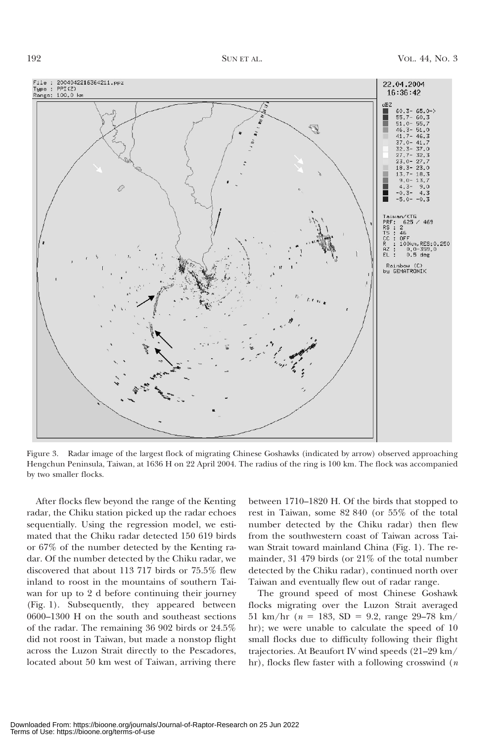Figure 3. Radar image of the largest flock of migrating Chinese Goshawks (indicated by arrow) observed approaching Hengchun Peninsula, Taiwan, at 1636 H on 22 April 2004. The radius of the ring is 100 km. The flock was accompanied by two smaller flocks.

After flocks flew beyond the range of the Kenting radar, the Chiku station picked up the radar echoes sequentially. Using the regression model, we estimated that the Chiku radar detected 150 619 birds or 67% of the number detected by the Kenting radar. Of the number detected by the Chiku radar, we discovered that about 113 717 birds or 75.5% flew inland to roost in the mountains of southern Taiwan for up to 2 d before continuing their journey (Fig. 1). Subsequently, they appeared between 0600–1300 H on the south and southeast sections of the radar. The remaining 36 902 birds or 24.5% did not roost in Taiwan, but made a nonstop flight across the Luzon Strait directly to the Pescadores, located about 50 km west of Taiwan, arriving there between 1710–1820 H. Of the birds that stopped to rest in Taiwan, some 82 840 (or 55% of the total number detected by the Chiku radar) then flew from the southwestern coast of Taiwan across Taiwan Strait toward mainland China (Fig. 1). The remainder, 31 479 birds (or 21% of the total number detected by the Chiku radar), continued north over Taiwan and eventually flew out of radar range.

The ground speed of most Chinese Goshawk flocks migrating over the Luzon Strait averaged 51 km/hr ($n$ = 183, SD = 9.2, range 29–78 km/hr); we were unable to calculate the speed of 10 small flocks due to difficulty following their flight trajectories. At Beaufort IV wind speeds (21–29 km/hr), flocks flew faster with a following crosswind ($n$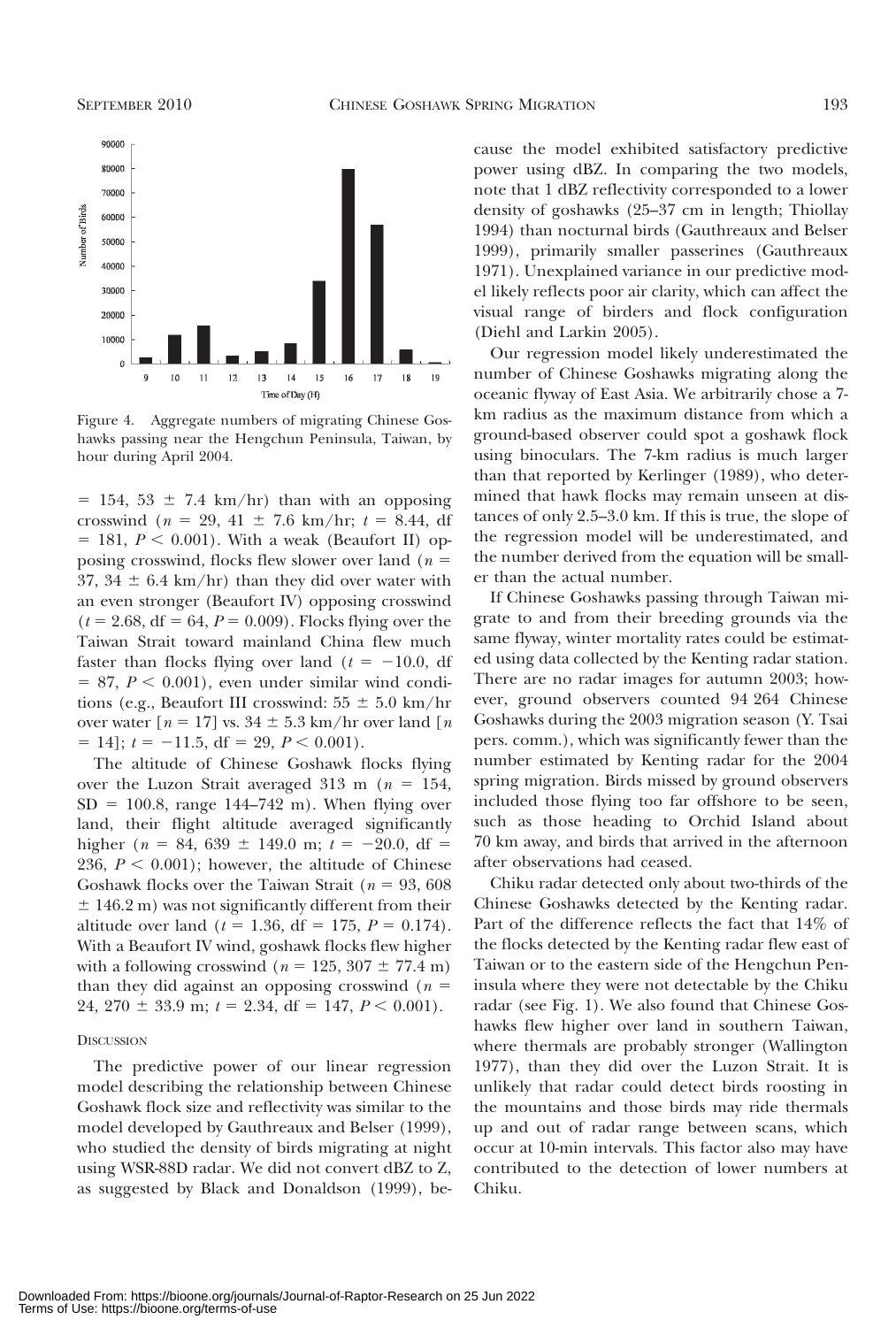Figure 4. Aggregate numbers of migrating Chinese Goshawks passing near the Hengchun Peninsula, Taiwan, by hour during April 2004.

= 154, 53 ± 7.4 km/hr) than with an opposing crosswind ($n$ = 29, 41 ± 7.6 km/hr; $t$ = 8.44, df = 181, $P$ < 0.001). With a weak (Beaufort II) opposing crosswind, flocks flew slower over land ($n$ = 37, 34 ± 6.4 km/hr) than they did over water with an even stronger (Beaufort IV) opposing crosswind ($t$ = 2.68, df = 64, $P$ = 0.009). Flocks flying over the Taiwan Strait toward mainland China flew much faster than flocks flying over land ($t$ = −10.0, df = 87, $P$ < 0.001), even under similar wind conditions (e.g., Beaufort III crosswind: 55 ± 5.0 km/hr over water [$n$ = 17] vs. 34 ± 5.3 km/hr over land [$n$ = 14]; $t$ = −11.5, df = 29, $P$ < 0.001).

The altitude of Chinese Goshawk flocks flying over the Luzon Strait averaged 313 m ($n$ = 154, SD = 100.8, range 144–742 m). When flying over land, their flight altitude averaged significantly higher ($n$ = 84, 639 ± 149.0 m; $t$ = −20.0, df = 236, $P$ < 0.001); however, the altitude of Chinese Goshawk flocks over the Taiwan Strait ($n$ = 93, 608 ± 146.2 m) was not significantly different from their altitude over land ($t$ = 1.36, df = 175, $P$ = 0.174). With a Beaufort IV wind, goshawk flocks flew higher with a following crosswind ($n$ = 125, 307 ± 77.4 m) than they did against an opposing crosswind ($n$ = 24, 270 ± 33.9 m; $t$ = 2.34, df = 147, $P$ < 0.001).

## Discussion

The predictive power of our linear regression model describing the relationship between Chinese Goshawk flock size and reflectivity was similar to the model developed by Gauthreaux and Belser (1999), who studied the density of birds migrating at night using WSR-88D radar. We did not convert dBZ to Z, as suggested by Black and Donaldson (1999), because the model exhibited satisfactory predictive power using dBZ. In comparing the two models, note that 1 dBZ reflectivity corresponded to a lower density of goshawks (25–37 cm in length; Thiollay 1994) than nocturnal birds (Gauthreaux and Belser 1999), primarily smaller passerines (Gauthreaux 1971). Unexplained variance in our predictive model likely reflects poor air clarity, which can affect the visual range of birders and flock configuration (Diehl and Larkin 2005).

Our regression model likely underestimated the number of Chinese Goshawks migrating along the oceanic flyway of East Asia. We arbitrarily chose a 7-km radius as the maximum distance from which a ground-based observer could spot a goshawk flock using binoculars. The 7-km radius is much larger than that reported by Kerlinger (1989), who determined that hawk flocks may remain unseen at distances of only 2.5–3.0 km. If this is true, the slope of the regression model will be underestimated, and the number derived from the equation will be smaller than the actual number.

If Chinese Goshawks passing through Taiwan migrate to and from their breeding grounds via the same flyway, winter mortality rates could be estimated using data collected by the Kenting radar station. There are no radar images for autumn 2003; however, ground observers counted 94 264 Chinese Goshawks during the 2003 migration season (Y. Tsai pers. comm.), which was significantly fewer than the number estimated by Kenting radar for the 2004 spring migration. Birds missed by ground observers included those flying too far offshore to be seen, such as those heading to Orchid Island about 70 km away, and birds that arrived in the afternoon after observations had ceased.

Chiku radar detected only about two-thirds of the Chinese Goshawks detected by the Kenting radar. Part of the difference reflects the fact that 14% of the flocks detected by the Kenting radar flew east of Taiwan or to the eastern side of the Hengchun Peninsula where they were not detectable by the Chiku radar (see Fig. 1). We also found that Chinese Goshawks flew higher over land in southern Taiwan, where thermals are probably stronger (Wallington 1977), than they did over the Luzon Strait. It is unlikely that radar could detect birds roosting in the mountains and those birds may ride thermals up and out of radar range between scans, which occur at 10-min intervals. This factor also may have contributed to the detection of lower numbers at Chiku.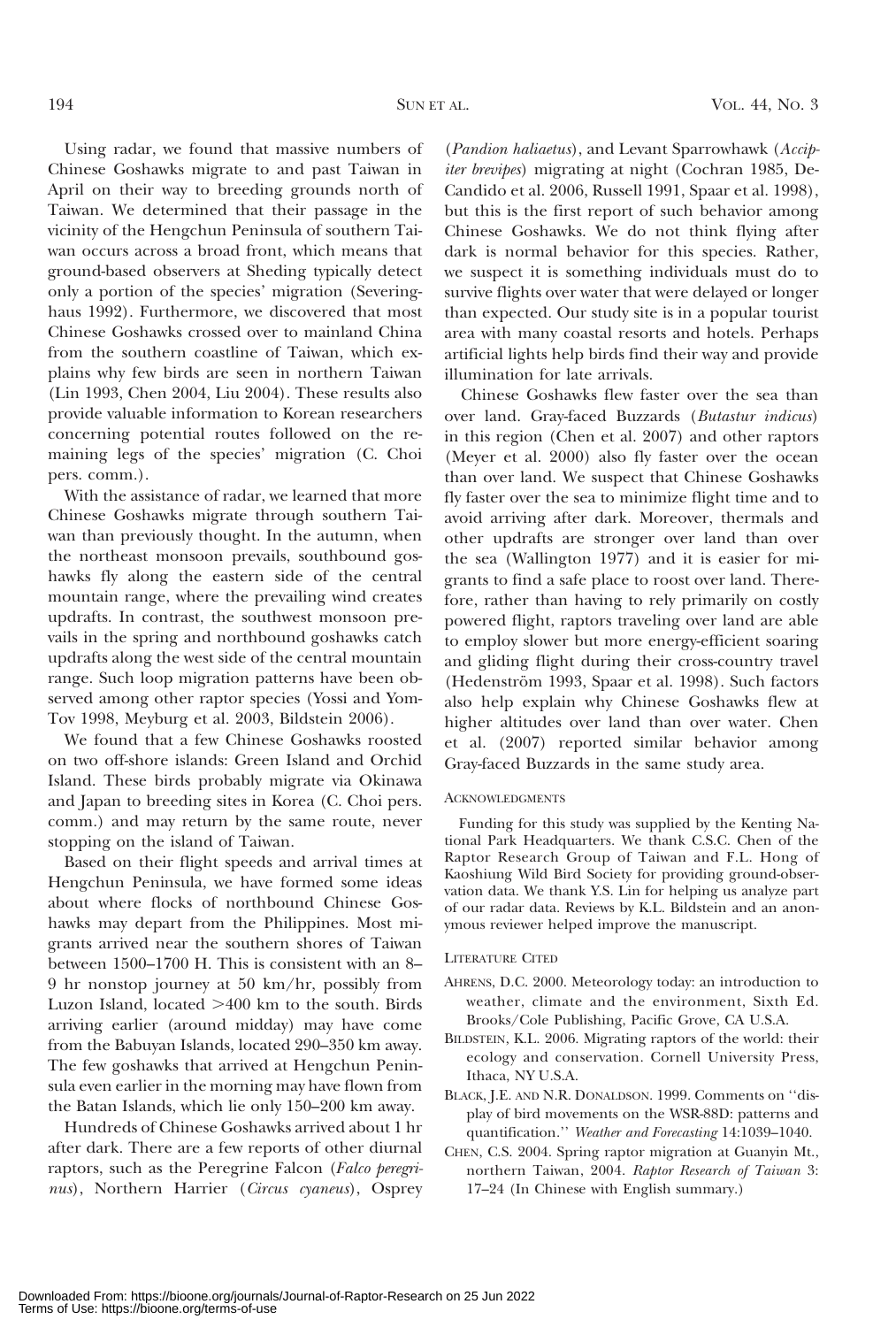Using radar, we found that massive numbers of Chinese Goshawks migrate to and past Taiwan in April on their way to breeding grounds north of Taiwan. We determined that their passage in the vicinity of the Hengchun Peninsula of southern Taiwan occurs across a broad front, which means that ground-based observers at Sheding typically detect only a portion of the species' migration (Severinghaus 1992). Furthermore, we discovered that most Chinese Goshawks crossed over to mainland China from the southern coastline of Taiwan, which explains why few birds are seen in northern Taiwan (Lin 1993, Chen 2004, Liu 2004). These results also provide valuable information to Korean researchers concerning potential routes followed on the remaining legs of the species' migration (C. Choi pers. comm.).

With the assistance of radar, we learned that more Chinese Goshawks migrate through southern Taiwan than previously thought. In the autumn, when the northeast monsoon prevails, southbound goshawks fly along the eastern side of the central mountain range, where the prevailing wind creates updrafts. In contrast, the southwest monsoon prevails in the spring and northbound goshawks catch updrafts along the west side of the central mountain range. Such loop migration patterns have been observed among other raptor species (Yossi and Yom-Tov 1998, Meyburg et al. 2003, Bildstein 2006).

We found that a few Chinese Goshawks roosted on two off-shore islands: Green Island and Orchid Island. These birds probably migrate via Okinawa and Japan to breeding sites in Korea (C. Choi pers. comm.) and may return by the same route, never stopping on the island of Taiwan.

Based on their flight speeds and arrival times at Hengchun Peninsula, we have formed some ideas about where flocks of northbound Chinese Goshawks may depart from the Philippines. Most migrants arrived near the southern shores of Taiwan between 1500–1700 H. This is consistent with an 8–9 hr nonstop journey at 50 km/hr, possibly from Luzon Island, located >400 km to the south. Birds arriving earlier (around midday) may have come from the Babuyan Islands, located 290–350 km away. The few goshawks that arrived at Hengchun Peninsula even earlier in the morning may have flown from the Batan Islands, which lie only 150–200 km away.

Hundreds of Chinese Goshawks arrived about 1 hr after dark. There are a few reports of other diurnal raptors, such as the Peregrine Falcon (*Falco peregrinus*), Northern Harrier (*Circus cyaneus*), Osprey (*Pandion haliaetus*), and Levant Sparrowhawk (*Accipiter brevipes*) migrating at night (Cochran 1985, DeCandido et al. 2006, Russell 1991, Spaar et al. 1998), but this is the first report of such behavior among Chinese Goshawks. We do not think flying after dark is normal behavior for this species. Rather, we suspect it is something individuals must do to survive flights over water that were delayed or longer than expected. Our study site is in a popular tourist area with many coastal resorts and hotels. Perhaps artificial lights help birds find their way and provide illumination for late arrivals.

Chinese Goshawks flew faster over the sea than over land. Gray-faced Buzzards (*Butastur indicus*) in this region (Chen et al. 2007) and other raptors (Meyer et al. 2000) also fly faster over the ocean than over land. We suspect that Chinese Goshawks fly faster over the sea to minimize flight time and to avoid arriving after dark. Moreover, thermals and other updrafts are stronger over land than over the sea (Wallington 1977) and it is easier for migrants to find a safe place to roost over land. Therefore, rather than having to rely primarily on costly powered flight, raptors traveling over land are able to employ slower but more energy-efficient soaring and gliding flight during their cross-country travel (Hedenström 1993, Spaar et al. 1998). Such factors also help explain why Chinese Goshawks flew at higher altitudes over land than over water. Chen et al. (2007) reported similar behavior among Gray-faced Buzzards in the same study area.

## Acknowledgments

Funding for this study was supplied by the Kenting National Park Headquarters. We thank C.S.C. Chen of the Raptor Research Group of Taiwan and F.L. Hong of Kaoshiung Wild Bird Society for providing ground-observation data. We thank Y.S. Lin for helping us analyze part of our radar data. Reviews by K.L. Bildstein and an anonymous reviewer helped improve the manuscript.

## Literature Cited

Ahrens, D.C. 2000. Meteorology today: an introduction to weather, climate and the environment, Sixth Ed. Brooks/Cole Publishing, Pacific Grove, CA U.S.A.

Bildstein, K.L. 2006. Migrating raptors of the world: their ecology and conservation. Cornell University Press, Ithaca, NY U.S.A.

Black, J.E. and N.R. Donaldson. 1999. Comments on ''display of bird movements on the WSR-88D: patterns and quantification.'' *Weather and Forecasting* 14:1039–1040.

Chen, C.S. 2004. Spring raptor migration at Guanyin Mt., northern Taiwan, 2004. *Raptor Research of Taiwan* 3: 17–24 (In Chinese with English summary.)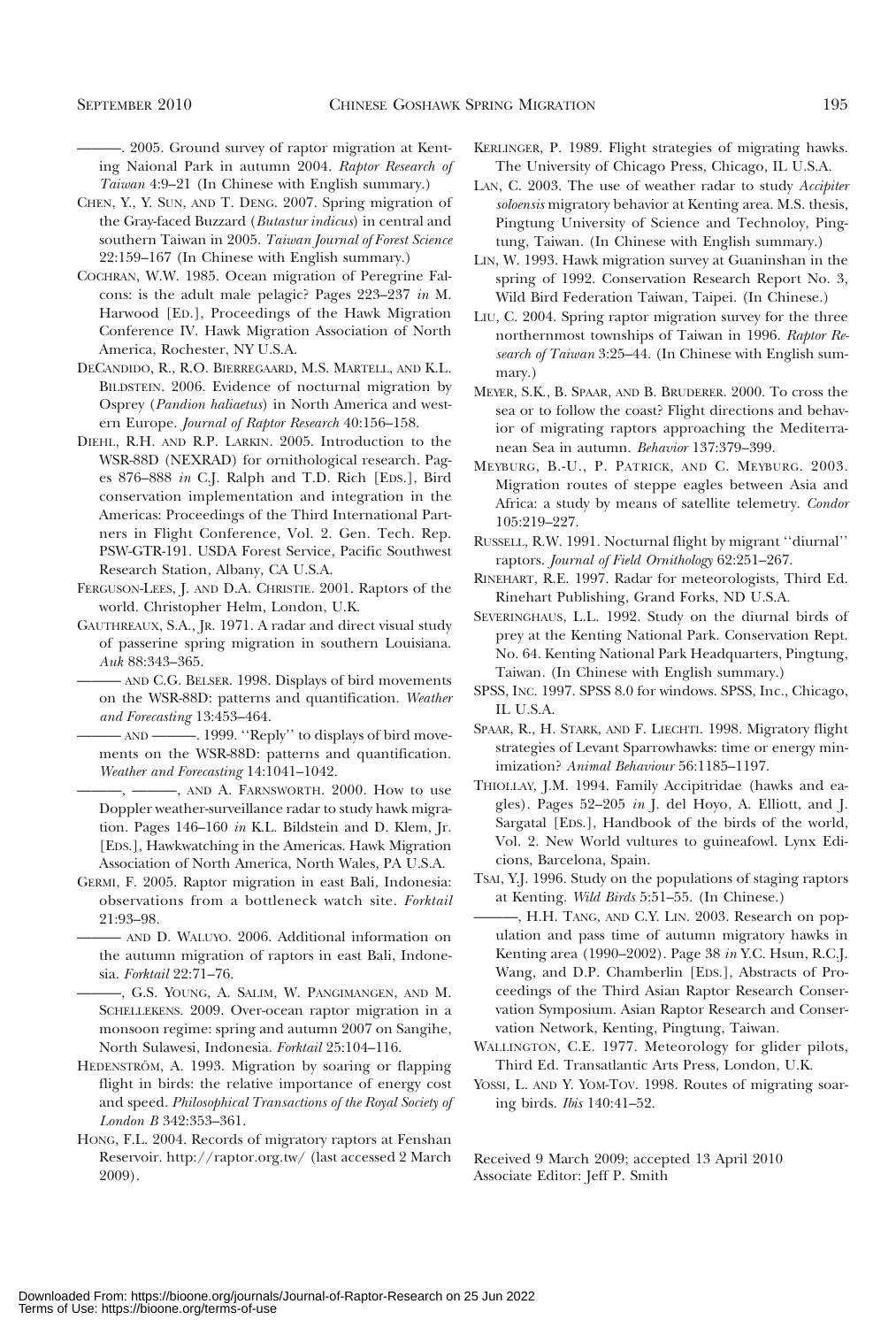———. 2005. Ground survey of raptor migration at Kenting Naional Park in autumn 2004. *Raptor Research of Taiwan* 4:9–21 (In Chinese with English summary.)

CHEN, Y., Y. SUN, AND T. DENG. 2007. Spring migration of the Gray-faced Buzzard (*Butastur indicus*) in central and southern Taiwan in 2005. *Taiwan Journal of Forest Science* 22:159–167 (In Chinese with English summary.)

COCHRAN, W.W. 1985. Ocean migration of Peregrine Falcons: is the adult male pelagic? Pages 223–237 *in* M. Harwood [ED.], Proceedings of the Hawk Migration Conference IV. Hawk Migration Association of North America, Rochester, NY U.S.A.

DECANDIDO, R., R.O. BIERREGAARD, M.S. MARTELL, AND K.L. BILDSTEIN. 2006. Evidence of nocturnal migration by Osprey (*Pandion haliaetus*) in North America and western Europe. *Journal of Raptor Research* 40:156–158.

DIEHL, R.H. AND R.P. LARKIN. 2005. Introduction to the WSR-88D (NEXRAD) for ornithological research. Pages 876–888 *in* C.J. Ralph and T.D. Rich [EDS.], Bird conservation implementation and integration in the Americas: Proceedings of the Third International Partners in Flight Conference, Vol. 2. Gen. Tech. Rep. PSW-GTR-191. USDA Forest Service, Pacific Southwest Research Station, Albany, CA U.S.A.

FERGUSON-LEES, J. AND D.A. CHRISTIE. 2001. Raptors of the world. Christopher Helm, London, U.K.

GAUTHREAUX, S.A., JR. 1971. A radar and direct visual study of passerine spring migration in southern Louisiana. *Auk* 88:343–365.

——— AND C.G. BELSER. 1998. Displays of bird movements on the WSR-88D: patterns and quantification. *Weather and Forecasting* 13:453–464.

——— AND ———. 1999. ''Reply'' to displays of bird movements on the WSR-88D: patterns and quantification. *Weather and Forecasting* 14:1041–1042.

———, ———, AND A. FARNSWORTH. 2000. How to use Doppler weather-surveillance radar to study hawk migration. Pages 146–160 *in* K.L. Bildstein and D. Klem, Jr. [EDS.], Hawkwatching in the Americas. Hawk Migration Association of North America, North Wales, PA U.S.A.

GERMI, F. 2005. Raptor migration in east Bali, Indonesia: observations from a bottleneck watch site. *Forktail* 21:93–98.

——— AND D. WALUYO. 2006. Additional information on the autumn migration of raptors in east Bali, Indonesia. *Forktail* 22:71–76.

———, G.S. YOUNG, A. SALIM, W. PANGIMANGEN, AND M. SCHELLEKENS. 2009. Over-ocean raptor migration in a monsoon regime: spring and autumn 2007 on Sangihe, North Sulawesi, Indonesia. *Forktail* 25:104–116.

HEDENSTRÖM, A. 1993. Migration by soaring or flapping flight in birds: the relative importance of energy cost and speed. *Philosophical Transactions of the Royal Society of London B* 342:353–361.

HONG, F.L. 2004. Records of migratory raptors at Fenshan Reservoir. http://raptor.org.tw/ (last accessed 2 March 2009).

KERLINGER, P. 1989. Flight strategies of migrating hawks. The University of Chicago Press, Chicago, IL U.S.A.

LAN, C. 2003. The use of weather radar to study *Accipiter soloensis* migratory behavior at Kenting area. M.S. thesis, Pingtung University of Science and Technoloy, Pingtung, Taiwan. (In Chinese with English summary.)

LIN, W. 1993. Hawk migration survey at Guaninshan in the spring of 1992. Conservation Research Report No. 3, Wild Bird Federation Taiwan, Taipei. (In Chinese.)

LIU, C. 2004. Spring raptor migration survey for the three northernmost townships of Taiwan in 1996. *Raptor Research of Taiwan* 3:25–44. (In Chinese with English summary.)

MEYER, S.K., B. SPAAR, AND B. BRUDERER. 2000. To cross the sea or to follow the coast? Flight directions and behavior of migrating raptors approaching the Mediterranean Sea in autumn. *Behavior* 137:379–399.

MEYBURG, B.-U., P. PATRICK, AND C. MEYBURG. 2003. Migration routes of steppe eagles between Asia and Africa: a study by means of satellite telemetry. *Condor* 105:219–227.

RUSSELL, R.W. 1991. Nocturnal flight by migrant ''diurnal'' raptors. *Journal of Field Ornithology* 62:251–267.

RINEHART, R.E. 1997. Radar for meteorologists, Third Ed. Rinehart Publishing, Grand Forks, ND U.S.A.

SEVERINGHAUS, L.L. 1992. Study on the diurnal birds of prey at the Kenting National Park. Conservation Rept. No. 64. Kenting National Park Headquarters, Pingtung, Taiwan. (In Chinese with English summary.)

SPSS, INC. 1997. SPSS 8.0 for windows. SPSS, Inc., Chicago, IL U.S.A.

SPAAR, R., H. STARK, AND F. LIECHTI. 1998. Migratory flight strategies of Levant Sparrowhawks: time or energy minimization? *Animal Behaviour* 56:1185–1197.

THIOLLAY, J.M. 1994. Family Accipitridae (hawks and eagles). Pages 52–205 *in* J. del Hoyo, A. Elliott, and J. Sargatal [EDS.], Handbook of the birds of the world, Vol. 2. New World vultures to guineafowl. Lynx Edicions, Barcelona, Spain.

TSAI, Y.J. 1996. Study on the populations of staging raptors at Kenting. *Wild Birds* 5:51–55. (In Chinese.)

———, H.H. TANG, AND C.Y. LIN. 2003. Research on population and pass time of autumn migratory hawks in Kenting area (1990–2002). Page 38 *in* Y.C. Hsun, R.C.J. Wang, and D.P. Chamberlin [EDS.], Abstracts of Proceedings of the Third Asian Raptor Research Conservation Symposium. Asian Raptor Research and Conservation Network, Kenting, Pingtung, Taiwan.

WALLINGTON, C.E. 1977. Meteorology for glider pilots, Third Ed. Transatlantic Arts Press, London, U.K.

YOSSI, L. AND Y. YOM-TOV. 1998. Routes of migrating soaring birds. *Ibis* 140:41–52.

Received 9 March 2009; accepted 13 April 2010
Associate Editor: Jeff P. Smith